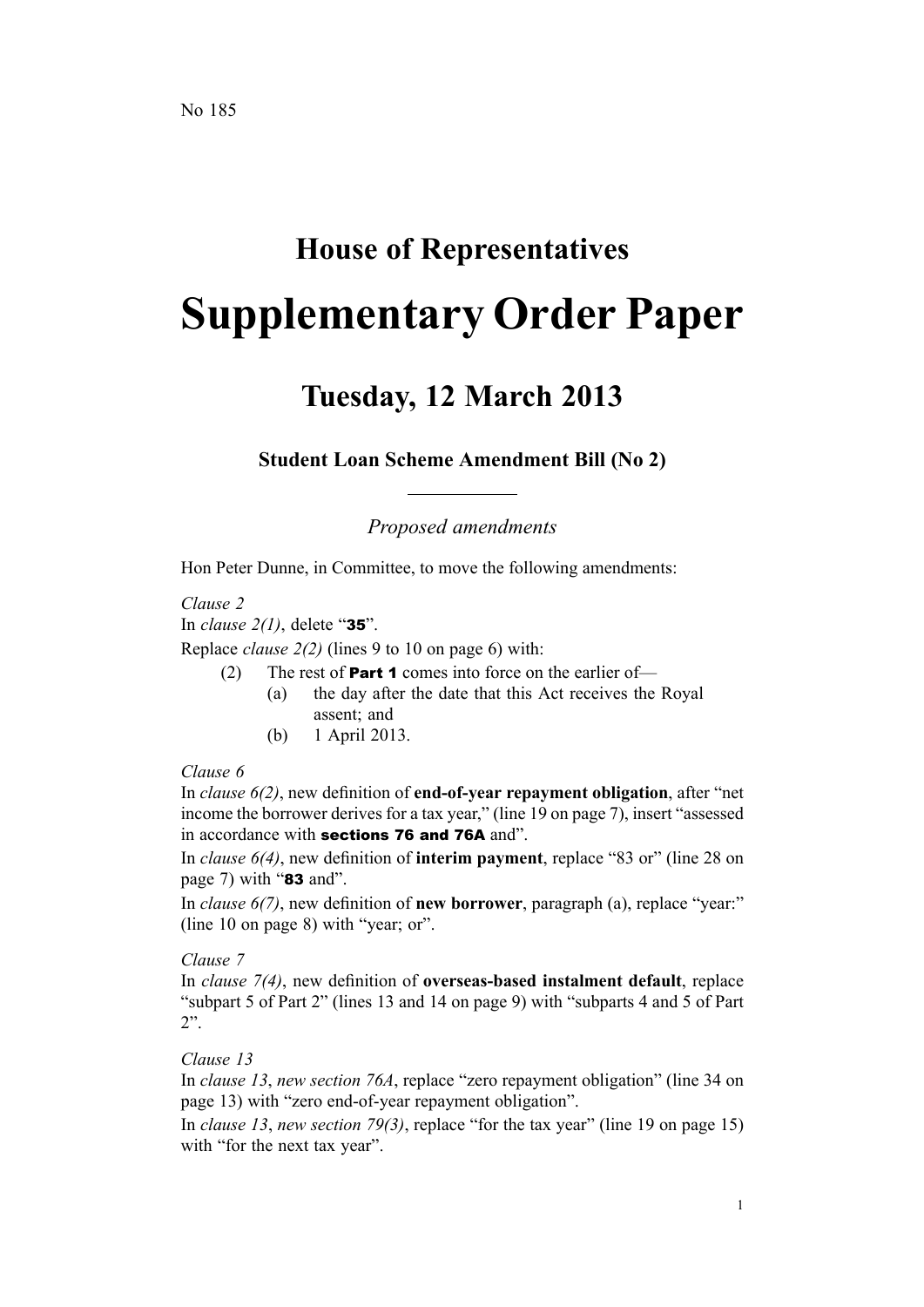No 185

# House of Representatives

# Supplementary Order Paper

## Tuesday, 12 March 2013

### Student Loan Scheme Amendment Bill (No 2)

*Proposed amendments*

Hon Peter Dunne, in Committee, to move the following amendments:

*Clause 2*

In *clause 2(1)*, delete "**35**".

Replace *clause 2(2)* (lines 9 to 10 on page 6) with:

(2) The rest of **Part 1** comes into force on the earlier of—

(a) the day after the date that this Act receives the Royal assent; and

(b) 1 April 2013.

*Clause 6*

In *clause 6(2)*, new definition of **end-of-year repayment obligation**, after "net income the borrower derives for a tax year," (line 19 on page 7), insert "assessed in accordance with **sections 76 and 76A** and".

In *clause 6(4)*, new definition of **interim payment**, replace "83 or" (line 28 on page 7) with "**83** and".

In *clause 6(7)*, new definition of **new borrower**, paragraph (a), replace "year:" (line 10 on page 8) with "year; or".

*Clause 7*

In *clause 7(4)*, new definition of **overseas-based instalment default**, replace "subpart 5 of Part 2" (lines 13 and 14 on page 9) with "subparts 4 and 5 of Part 2".

*Clause 13*

In *clause 13*, *new section 76A*, replace "zero repayment obligation" (line 34 on page 13) with "zero end-of-year repayment obligation".

In *clause 13*, *new section 79(3)*, replace "for the tax year" (line 19 on page 15) with "for the next tax year".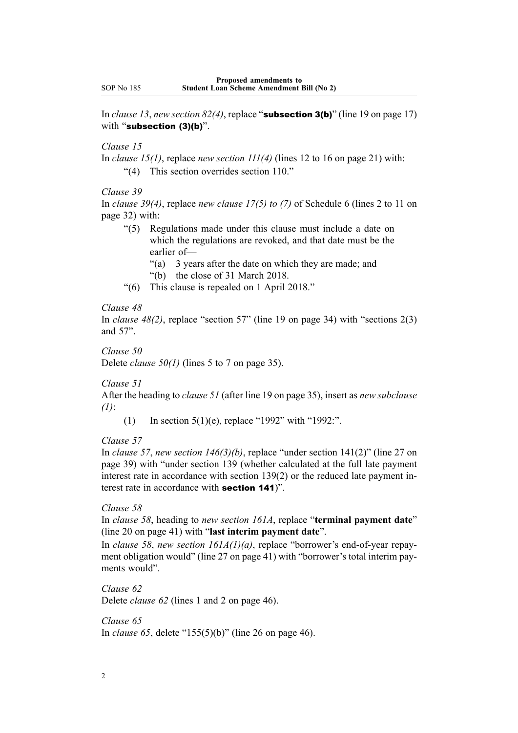In *clause 13*, *new section 82(4)*, replace "**subsection 3(b)**" (line 19 on page 17) with "**subsection (3)(b)**".

*Clause 15*

In *clause 15(1)*, replace *new section 111(4)* (lines 12 to 16 on page 21) with:

"(4) This section overrides section 110."

*Clause 39*

In *clause 39(4)*, replace *new clause 17(5) to (7)* of Schedule 6 (lines 2 to 11 on page 32) with:

"(5) Regulations made under this clause must include a date on which the regulations are revoked, and that date must be the earlier of—

"(a) 3 years after the date on which they are made; and

"(b) the close of 31 March 2018.

"(6) This clause is repealed on 1 April 2018."

*Clause 48*

In *clause 48(2)*, replace "section 57" (line 19 on page 34) with "sections 2(3) and 57".

*Clause 50*

Delete *clause 50(1)* (lines 5 to 7 on page 35).

*Clause 51*

After the heading to *clause 51* (after line 19 on page 35), insert as *new subclause (1)*:

(1) In section 5(1)(e), replace "1992" with "1992:".

*Clause 57*

In *clause 57*, *new section 146(3)(b)*, replace "under section 141(2)" (line 27 on page 39) with "under section 139 (whether calculated at the full late payment interest rate in accordance with section 139(2) or the reduced late payment interest rate in accordance with **section 141**)".

*Clause 58*

In *clause 58*, heading to *new section 161A*, replace "**terminal payment date**" (line 20 on page 41) with "**last interim payment date**".

In *clause 58*, *new section 161A(1)(a)*, replace "borrower's end-of-year repayment obligation would" (line 27 on page 41) with "borrower's total interim payments would".

*Clause 62*

Delete *clause 62* (lines 1 and 2 on page 46).

*Clause 65*

In *clause 65*, delete "155(5)(b)" (line 26 on page 46).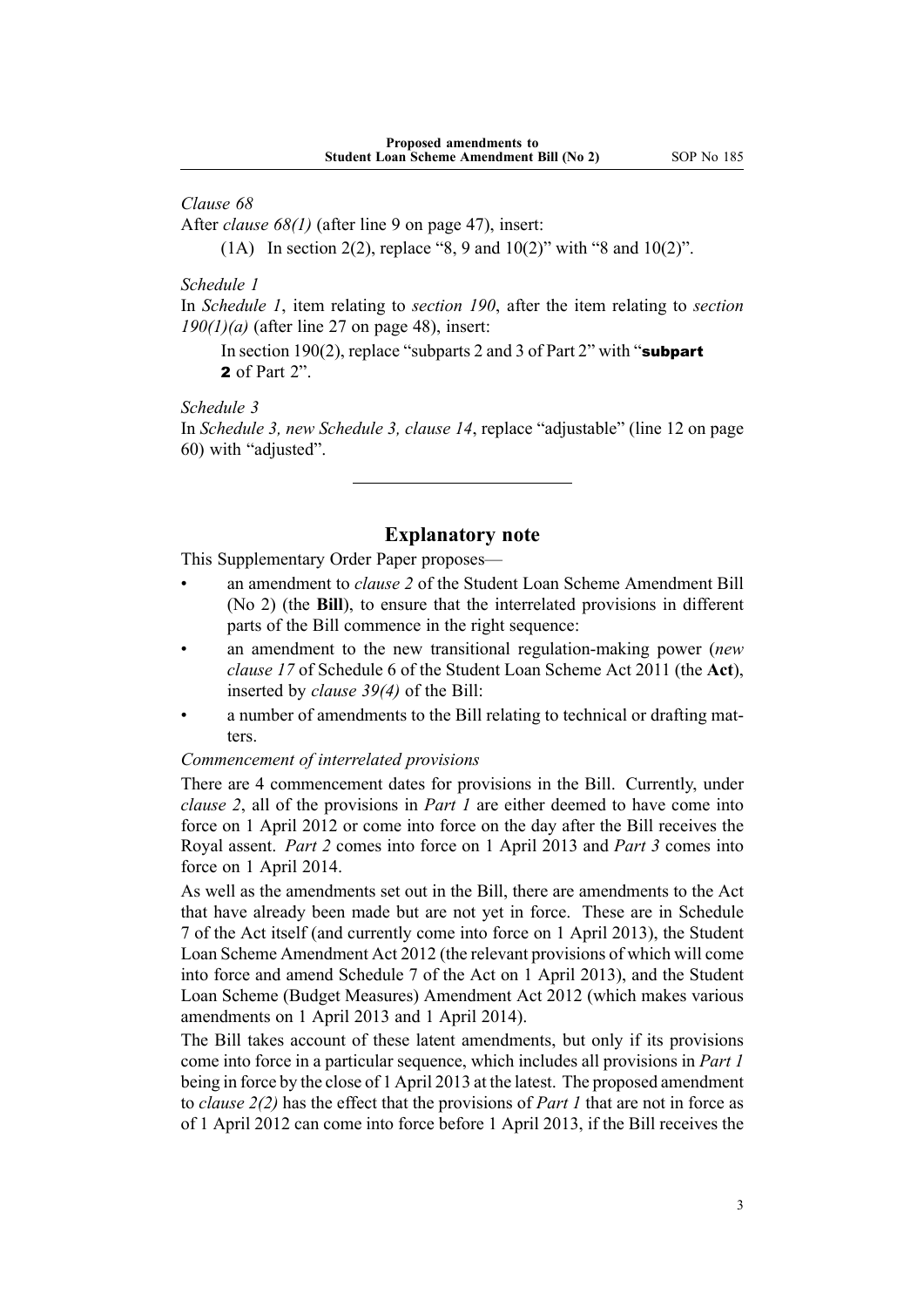*Clause 68*

After *clause 68(1)* (after line 9 on page 47), insert:

(1A) In section 2(2), replace "8, 9 and 10(2)" with "8 and 10(2)".

*Schedule 1*

In *Schedule 1*, item relating to *section 190*, after the item relating to *section 190(1)(a)* (after line 27 on page 48), insert:

In section 190(2), replace "subparts 2 and 3 of Part 2" with "**subpart 2** of Part 2".

*Schedule 3*

In *Schedule 3, new Schedule 3, clause 14*, replace "adjustable" (line 12 on page 60) with "adjusted".

## Explanatory note

This Supplementary Order Paper proposes—

- an amendment to *clause 2* of the Student Loan Scheme Amendment Bill (No 2) (the **Bill**), to ensure that the interrelated provisions in different parts of the Bill commence in the right sequence:
- an amendment to the new transitional regulation-making power (*new clause 17* of Schedule 6 of the Student Loan Scheme Act 2011 (the **Act**), inserted by *clause 39(4)* of the Bill:
- a number of amendments to the Bill relating to technical or drafting matters.

*Commencement of interrelated provisions*

There are 4 commencement dates for provisions in the Bill. Currently, under *clause 2*, all of the provisions in *Part 1* are either deemed to have come into force on 1 April 2012 or come into force on the day after the Bill receives the Royal assent. *Part 2* comes into force on 1 April 2013 and *Part 3* comes into force on 1 April 2014.

As well as the amendments set out in the Bill, there are amendments to the Act that have already been made but are not yet in force. These are in Schedule 7 of the Act itself (and currently come into force on 1 April 2013), the Student Loan Scheme Amendment Act 2012 (the relevant provisions of which will come into force and amend Schedule 7 of the Act on 1 April 2013), and the Student Loan Scheme (Budget Measures) Amendment Act 2012 (which makes various amendments on 1 April 2013 and 1 April 2014).

The Bill takes account of these latent amendments, but only if its provisions come into force in a particular sequence, which includes all provisions in *Part 1* being in force by the close of 1 April 2013 at the latest. The proposed amendment to *clause 2(2)* has the effect that the provisions of *Part 1* that are not in force as of 1 April 2012 can come into force before 1 April 2013, if the Bill receives the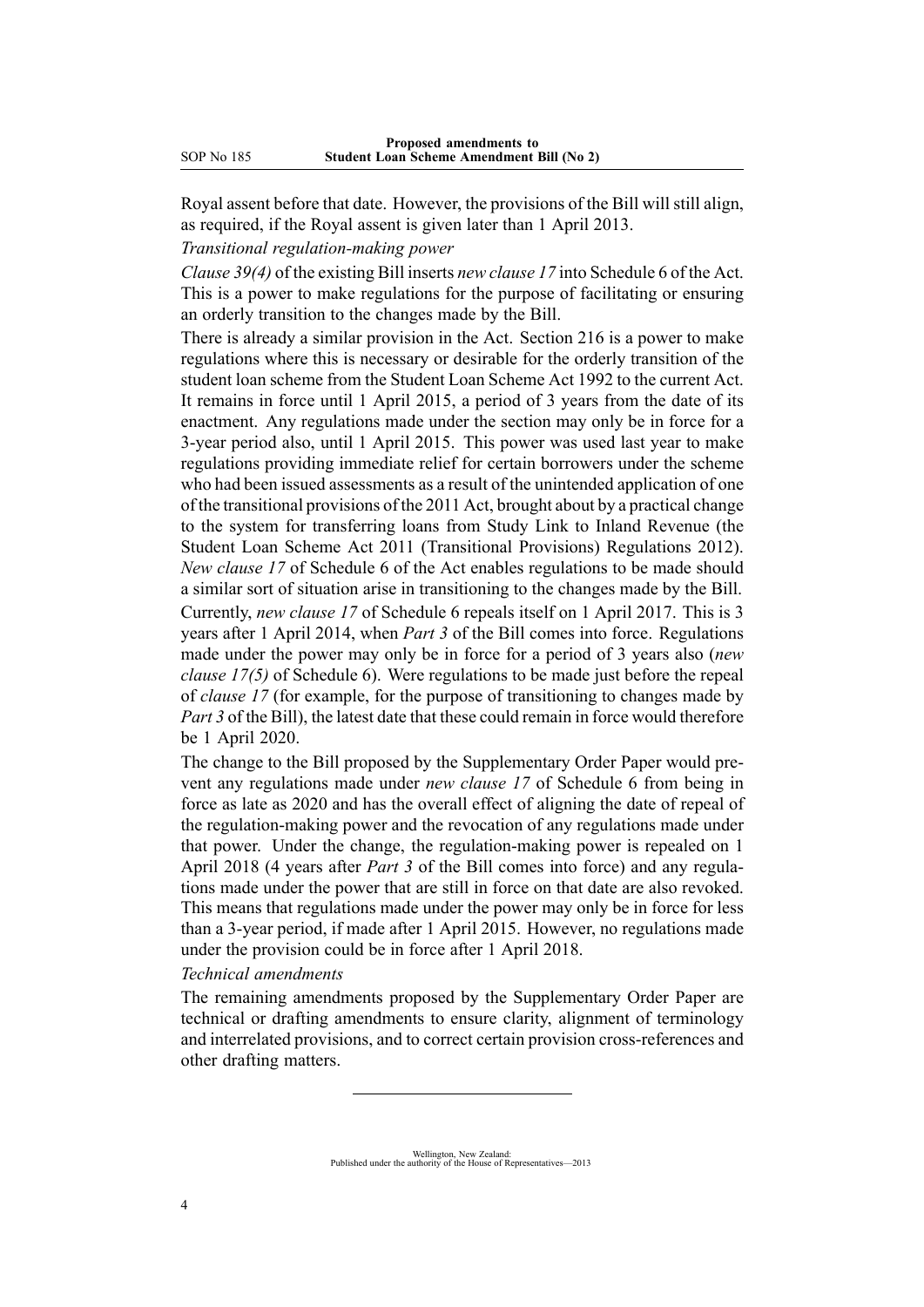Royal assent before that date. However, the provisions of the Bill will still align, as required, if the Royal assent is given later than 1 April 2013.

*Transitional regulation-making power*

*Clause 39(4)* of the existing Bill inserts *new clause 17* into Schedule 6 of the Act. This is a power to make regulations for the purpose of facilitating or ensuring an orderly transition to the changes made by the Bill.

There is already a similar provision in the Act. Section 216 is a power to make regulations where this is necessary or desirable for the orderly transition of the student loan scheme from the Student Loan Scheme Act 1992 to the current Act. It remains in force until 1 April 2015, a period of 3 years from the date of its enactment. Any regulations made under the section may only be in force for a 3-year period also, until 1 April 2015. This power was used last year to make regulations providing immediate relief for certain borrowers under the scheme who had been issued assessments as a result of the unintended application of one of the transitional provisions of the 2011 Act, brought about by a practical change to the system for transferring loans from Study Link to Inland Revenue (the Student Loan Scheme Act 2011 (Transitional Provisions) Regulations 2012). *New clause 17* of Schedule 6 of the Act enables regulations to be made should a similar sort of situation arise in transitioning to the changes made by the Bill.

Currently, *new clause 17* of Schedule 6 repeals itself on 1 April 2017. This is 3 years after 1 April 2014, when *Part 3* of the Bill comes into force. Regulations made under the power may only be in force for a period of 3 years also (*new clause 17(5)* of Schedule 6). Were regulations to be made just before the repeal of *clause 17* (for example, for the purpose of transitioning to changes made by *Part 3* of the Bill), the latest date that these could remain in force would therefore be 1 April 2020.

The change to the Bill proposed by the Supplementary Order Paper would prevent any regulations made under *new clause 17* of Schedule 6 from being in force as late as 2020 and has the overall effect of aligning the date of repeal of the regulation-making power and the revocation of any regulations made under that power. Under the change, the regulation-making power is repealed on 1 April 2018 (4 years after *Part 3* of the Bill comes into force) and any regulations made under the power that are still in force on that date are also revoked. This means that regulations made under the power may only be in force for less than a 3-year period, if made after 1 April 2015. However, no regulations made under the provision could be in force after 1 April 2018.

*Technical amendments*

The remaining amendments proposed by the Supplementary Order Paper are technical or drafting amendments to ensure clarity, alignment of terminology and interrelated provisions, and to correct certain provision cross-references and other drafting matters.

---

Wellington, New Zealand:
Published under the authority of the House of Representatives—2013